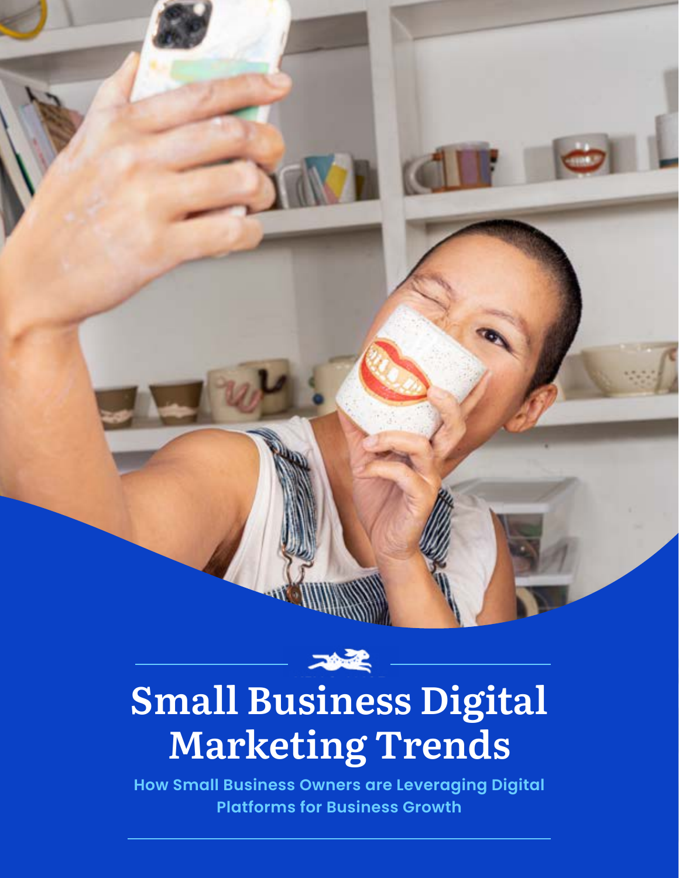# Small Business Digital Marketing Trends

**How Small Business Owners are Leveraging Digital Platforms for Business Growth**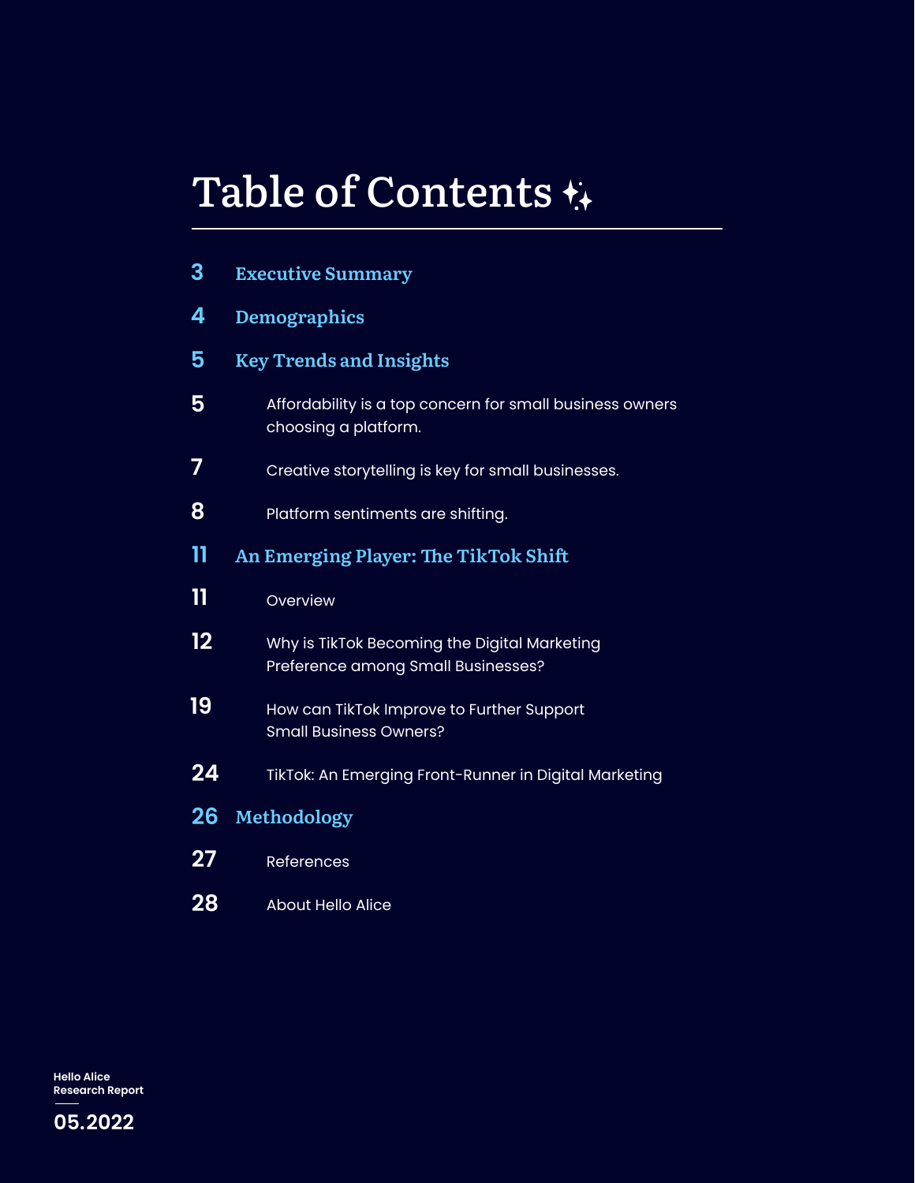# Table of Contents

- 3 **Executive Summary**
- 4 **Demographics**
- 5 **Key Trends and Insights**
  - 5 Affordability is a top concern for small business owners choosing a platform.
  - 7 Creative storytelling is key for small businesses.
  - 8 Platform sentiments are shifting.
- 11 **An Emerging Player: The TikTok Shift**
  - 11 Overview
  - 12 Why is TikTok Becoming the Digital Marketing Preference among Small Businesses?
  - 19 How can TikTok Improve to Further Support Small Business Owners?
  - 24 TikTok: An Emerging Front-Runner in Digital Marketing
- 26 **Methodology**
  - 27 References
  - 28 About Hello Alice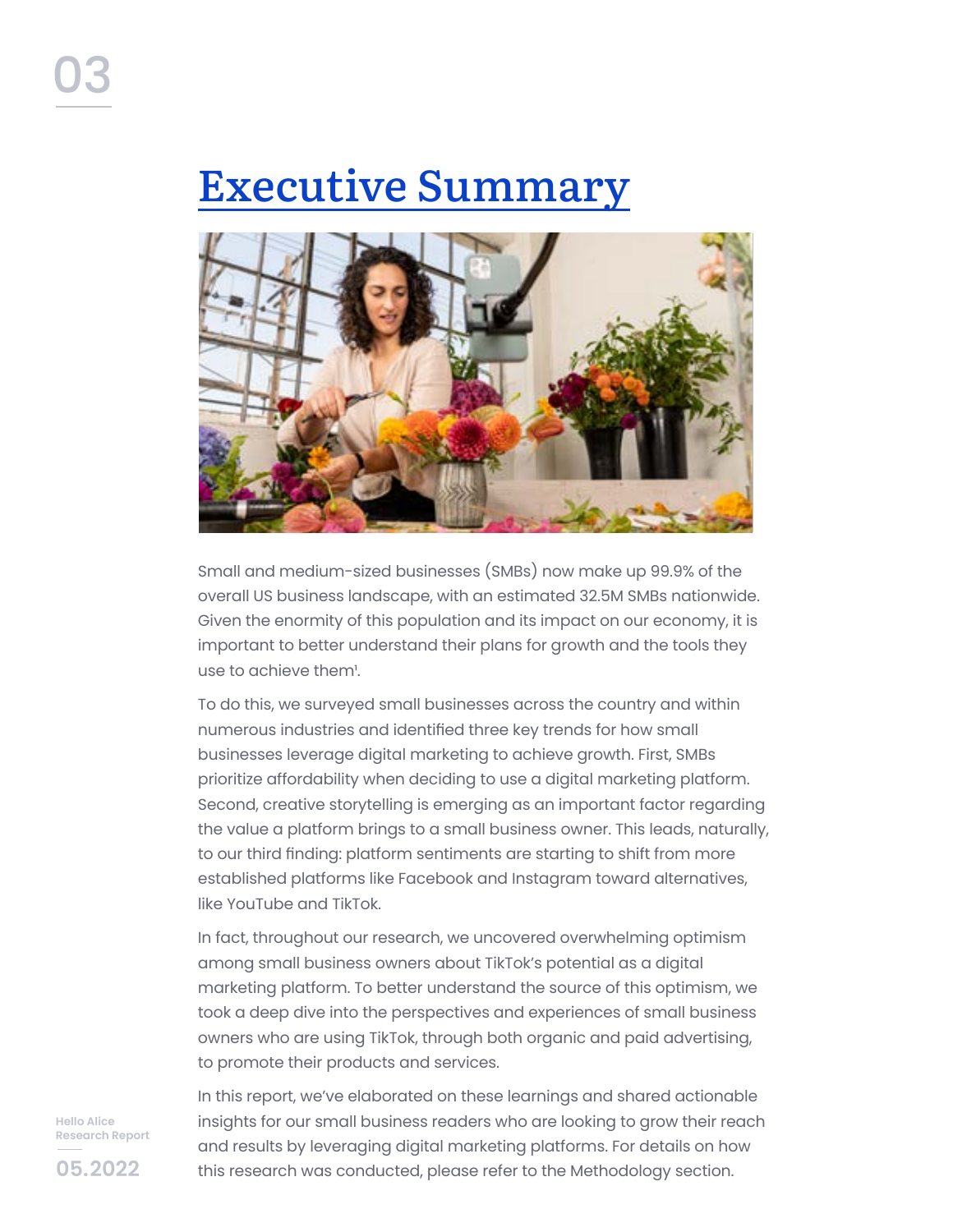# Executive Summary

Small and medium-sized businesses (SMBs) now make up 99.9% of the overall US business landscape, with an estimated 32.5M SMBs nationwide. Given the enormity of this population and its impact on our economy, it is important to better understand their plans for growth and the tools they use to achieve them[1].

To do this, we surveyed small businesses across the country and within numerous industries and identified three key trends for how small businesses leverage digital marketing to achieve growth. First, SMBs prioritize affordability when deciding to use a digital marketing platform. Second, creative storytelling is emerging as an important factor regarding the value a platform brings to a small business owner. This leads, naturally, to our third finding: platform sentiments are starting to shift from more established platforms like Facebook and Instagram toward alternatives, like YouTube and TikTok.

In fact, throughout our research, we uncovered overwhelming optimism among small business owners about TikTok's potential as a digital marketing platform. To better understand the source of this optimism, we took a deep dive into the perspectives and experiences of small business owners who are using TikTok, through both organic and paid advertising, to promote their products and services.

In this report, we've elaborated on these learnings and shared actionable insights for our small business readers who are looking to grow their reach and results by leveraging digital marketing platforms. For details on how this research was conducted, please refer to the Methodology section.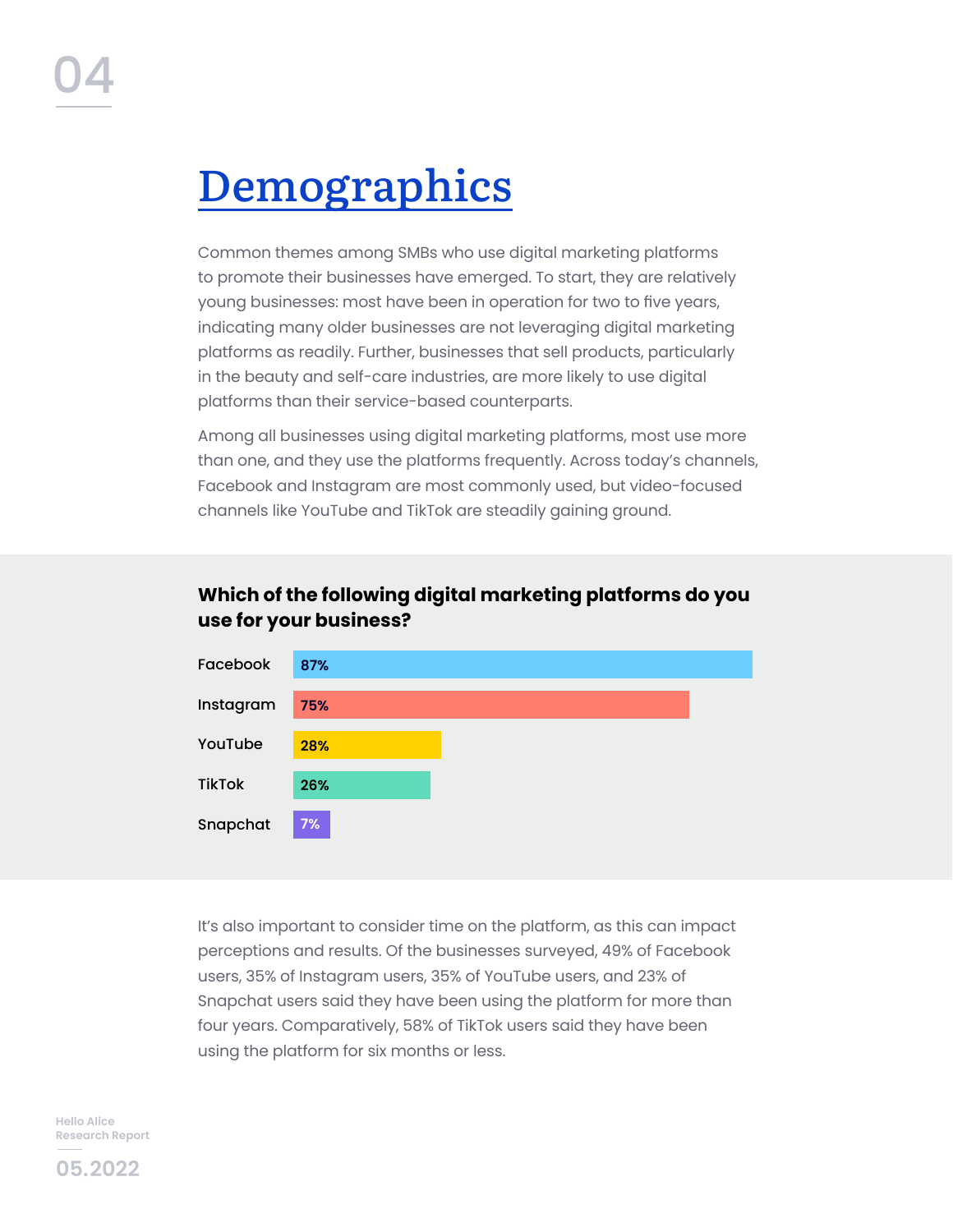# Demographics

Common themes among SMBs who use digital marketing platforms to promote their businesses have emerged. To start, they are relatively young businesses: most have been in operation for two to five years, indicating many older businesses are not leveraging digital marketing platforms as readily. Further, businesses that sell products, particularly in the beauty and self-care industries, are more likely to use digital platforms than their service-based counterparts.

Among all businesses using digital marketing platforms, most use more than one, and they use the platforms frequently. Across today's channels, Facebook and Instagram are most commonly used, but video-focused channels like YouTube and TikTok are steadily gaining ground.

**Which of the following digital marketing platforms do you use for your business?**

| Platform | Percentage |
|---|---|
| Facebook | 87% |
| Instagram | 75% |
| YouTube | 28% |
| TikTok | 26% |
| Snapchat | 7% |

It's also important to consider time on the platform, as this can impact perceptions and results. Of the businesses surveyed, 49% of Facebook users, 35% of Instagram users, 35% of YouTube users, and 23% of Snapchat users said they have been using the platform for more than four years. Comparatively, 58% of TikTok users said they have been using the platform for six months or less.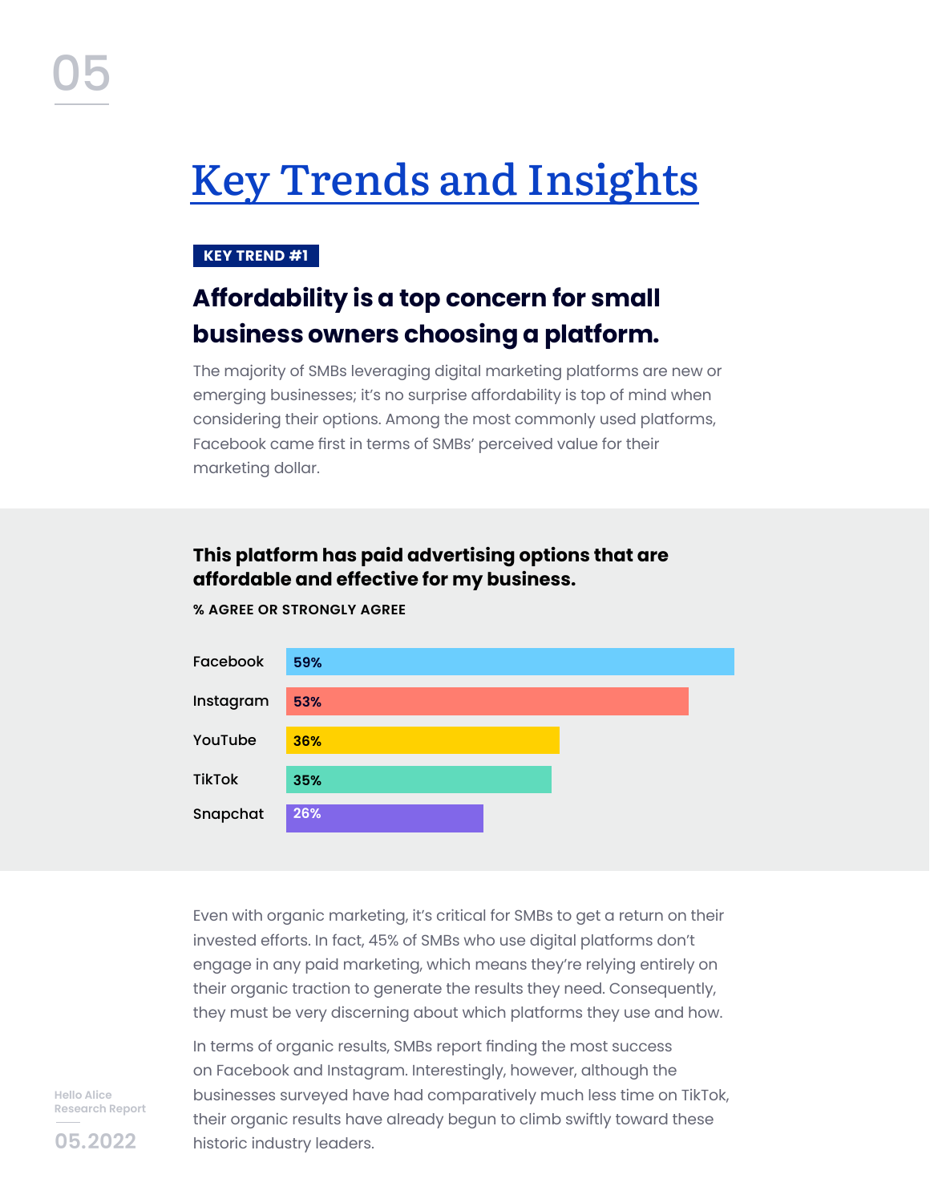# Key Trends and Insights

**KEY TREND #1**

## Affordability is a top concern for small business owners choosing a platform.

The majority of SMBs leveraging digital marketing platforms are new or emerging businesses; it's no surprise affordability is top of mind when considering their options. Among the most commonly used platforms, Facebook came first in terms of SMBs' perceived value for their marketing dollar.

**This platform has paid advertising options that are affordable and effective for my business.**

**% AGREE OR STRONGLY AGREE**

| Platform | % Agree or Strongly Agree |
|---|---|
| Facebook | 59% |
| Instagram | 53% |
| YouTube | 36% |
| TikTok | 35% |
| Snapchat | 26% |

Even with organic marketing, it's critical for SMBs to get a return on their invested efforts. In fact, 45% of SMBs who use digital platforms don't engage in any paid marketing, which means they're relying entirely on their organic traction to generate the results they need. Consequently, they must be very discerning about which platforms they use and how.

In terms of organic results, SMBs report finding the most success on Facebook and Instagram. Interestingly, however, although the businesses surveyed have had comparatively much less time on TikTok, their organic results have already begun to climb swiftly toward these historic industry leaders.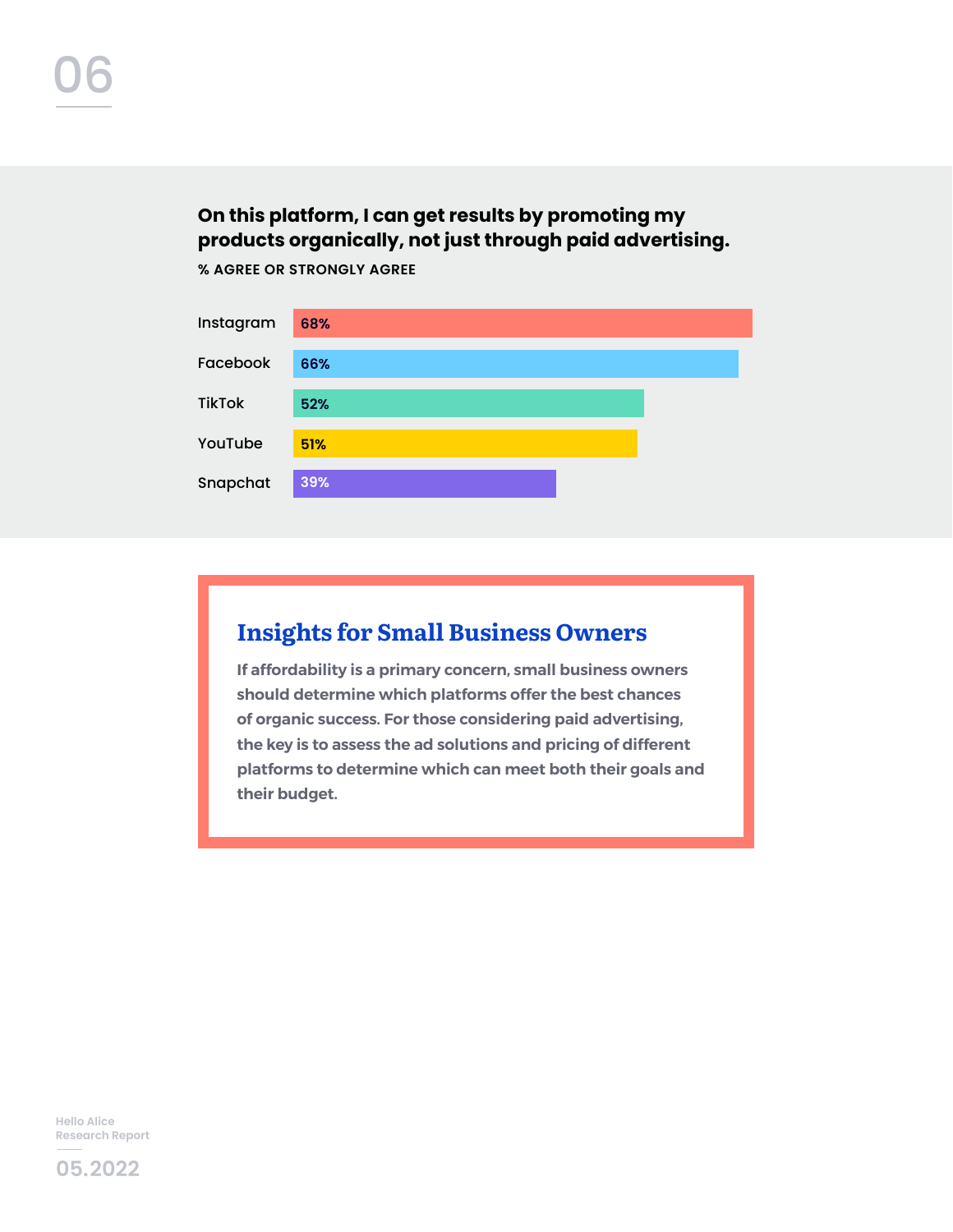**On this platform, I can get results by promoting my products organically, not just through paid advertising.**

% AGREE OR STRONGLY AGREE

| Platform | % |
|---|---|
| Instagram | 68% |
| Facebook | 66% |
| TikTok | 52% |
| YouTube | 51% |
| Snapchat | 39% |

## Insights for Small Business Owners

If affordability is a primary concern, small business owners should determine which platforms offer the best chances of organic success. For those considering paid advertising, the key is to assess the ad solutions and pricing of different platforms to determine which can meet both their goals and their budget.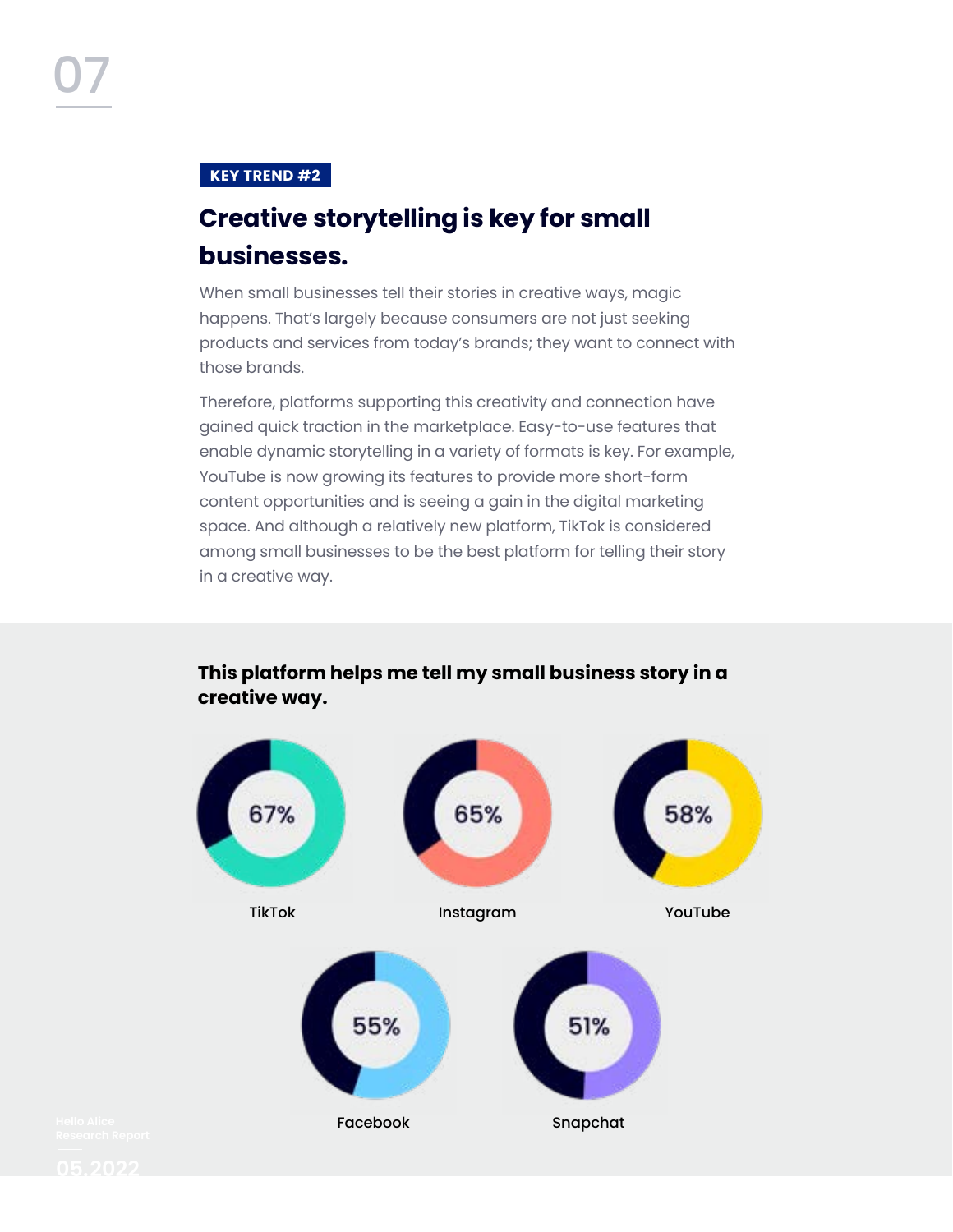**KEY TREND #2**

## Creative storytelling is key for small businesses.

When small businesses tell their stories in creative ways, magic happens. That's largely because consumers are not just seeking products and services from today's brands; they want to connect with those brands.

Therefore, platforms supporting this creativity and connection have gained quick traction in the marketplace. Easy-to-use features that enable dynamic storytelling in a variety of formats is key. For example, YouTube is now growing its features to provide more short-form content opportunities and is seeing a gain in the digital marketing space. And although a relatively new platform, TikTok is considered among small businesses to be the best platform for telling their story in a creative way.

**This platform helps me tell my small business story in a creative way.**

| Platform | Percentage |
|---|---|
| TikTok | 67% |
| Instagram | 65% |
| YouTube | 58% |
| Facebook | 55% |
| Snapchat | 51% |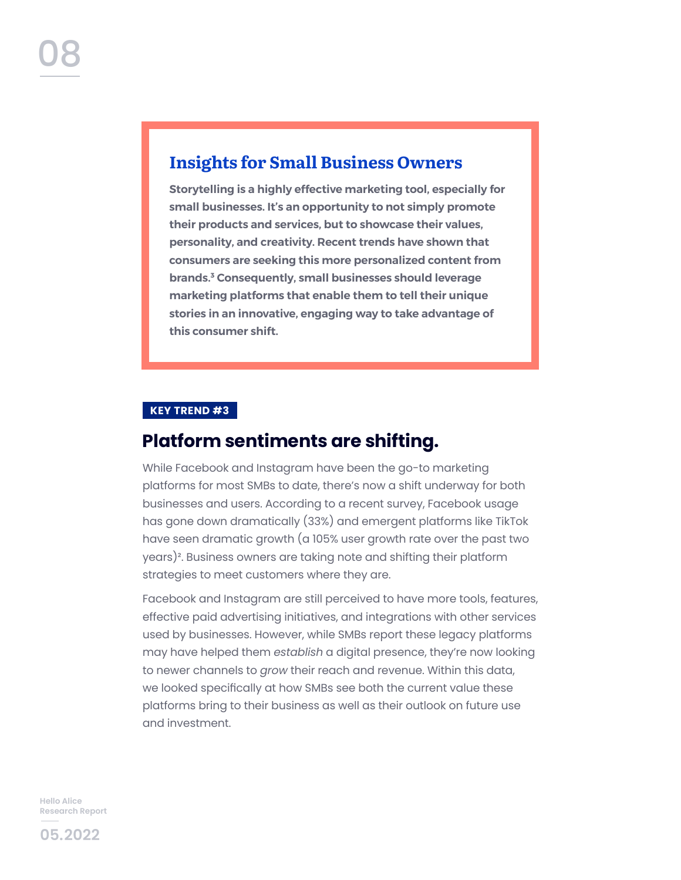## Insights for Small Business Owners

**Storytelling is a highly effective marketing tool, especially for small businesses. It's an opportunity to not simply promote their products and services, but to showcase their values, personality, and creativity. Recent trends have shown that consumers are seeking this more personalized content from brands.[3] Consequently, small businesses should leverage marketing platforms that enable them to tell their unique stories in an innovative, engaging way to take advantage of this consumer shift.**

**KEY TREND #3**

## Platform sentiments are shifting.

While Facebook and Instagram have been the go-to marketing platforms for most SMBs to date, there's now a shift underway for both businesses and users. According to a recent survey, Facebook usage has gone down dramatically (33%) and emergent platforms like TikTok have seen dramatic growth (a 105% user growth rate over the past two years)[2]. Business owners are taking note and shifting their platform strategies to meet customers where they are.

Facebook and Instagram are still perceived to have more tools, features, effective paid advertising initiatives, and integrations with other services used by businesses. However, while SMBs report these legacy platforms may have helped them *establish* a digital presence, they're now looking to newer channels to *grow* their reach and revenue. Within this data, we looked specifically at how SMBs see both the current value these platforms bring to their business as well as their outlook on future use and investment.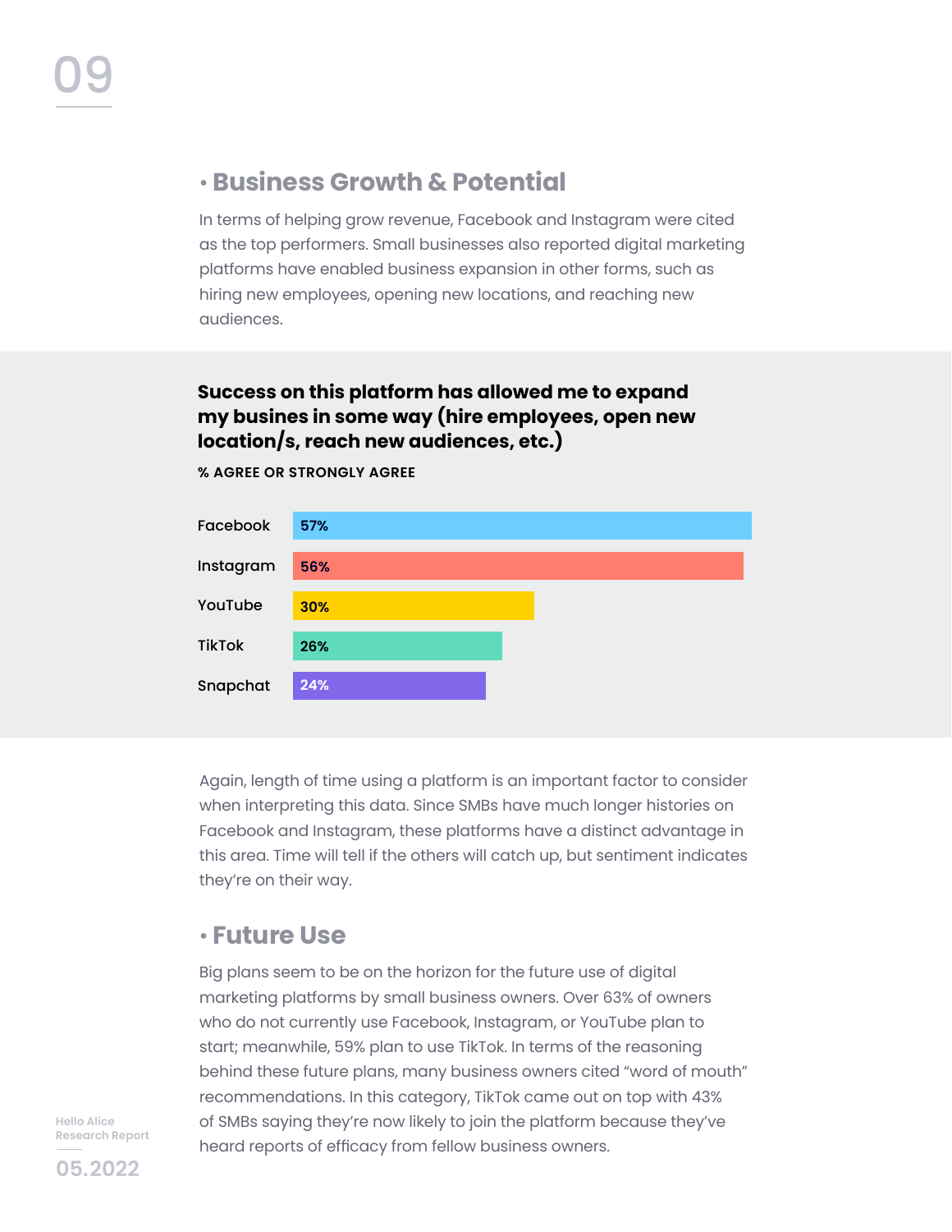## • Business Growth & Potential

In terms of helping grow revenue, Facebook and Instagram were cited as the top performers. Small businesses also reported digital marketing platforms have enabled business expansion in other forms, such as hiring new employees, opening new locations, and reaching new audiences.

**Success on this platform has allowed me to expand my busines in some way (hire employees, open new location/s, reach new audiences, etc.)**

**% AGREE OR STRONGLY AGREE**

| Platform | % |
| --- | --- |
| Facebook | 57% |
| Instagram | 56% |
| YouTube | 30% |
| TikTok | 26% |
| Snapchat | 24% |

Again, length of time using a platform is an important factor to consider when interpreting this data. Since SMBs have much longer histories on Facebook and Instagram, these platforms have a distinct advantage in this area. Time will tell if the others will catch up, but sentiment indicates they're on their way.

## • Future Use

Big plans seem to be on the horizon for the future use of digital marketing platforms by small business owners. Over 63% of owners who do not currently use Facebook, Instagram, or YouTube plan to start; meanwhile, 59% plan to use TikTok. In terms of the reasoning behind these future plans, many business owners cited "word of mouth" recommendations. In this category, TikTok came out on top with 43% of SMBs saying they're now likely to join the platform because they've heard reports of efficacy from fellow business owners.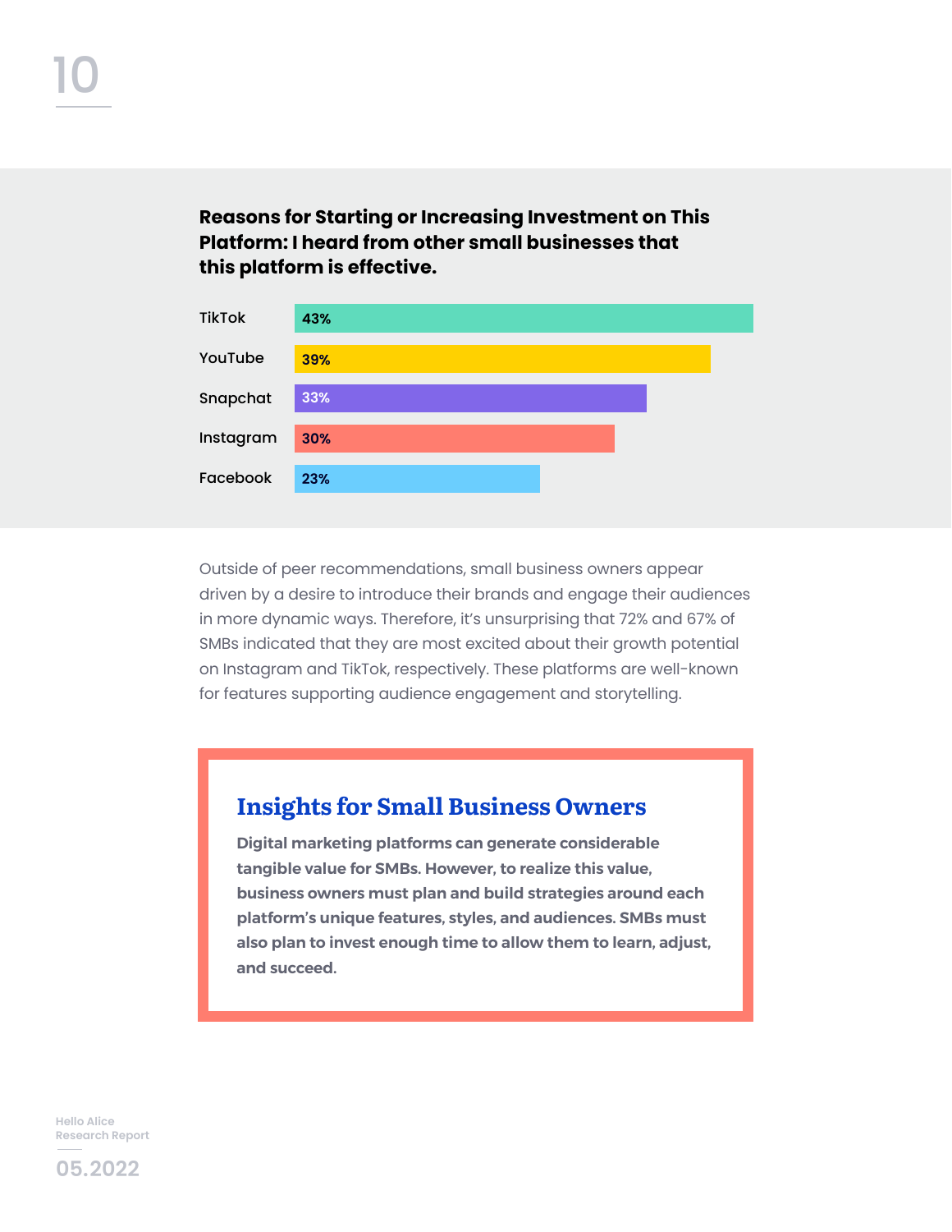### Reasons for Starting or Increasing Investment on This Platform: I heard from other small businesses that this platform is effective.

| Platform | Percentage |
|---|---|
| TikTok | 43% |
| YouTube | 39% |
| Snapchat | 33% |
| Instagram | 30% |
| Facebook | 23% |

Outside of peer recommendations, small business owners appear driven by a desire to introduce their brands and engage their audiences in more dynamic ways. Therefore, it's unsurprising that 72% and 67% of SMBs indicated that they are most excited about their growth potential on Instagram and TikTok, respectively. These platforms are well-known for features supporting audience engagement and storytelling.

## Insights for Small Business Owners

**Digital marketing platforms can generate considerable tangible value for SMBs. However, to realize this value, business owners must plan and build strategies around each platform's unique features, styles, and audiences. SMBs must also plan to invest enough time to allow them to learn, adjust, and succeed.**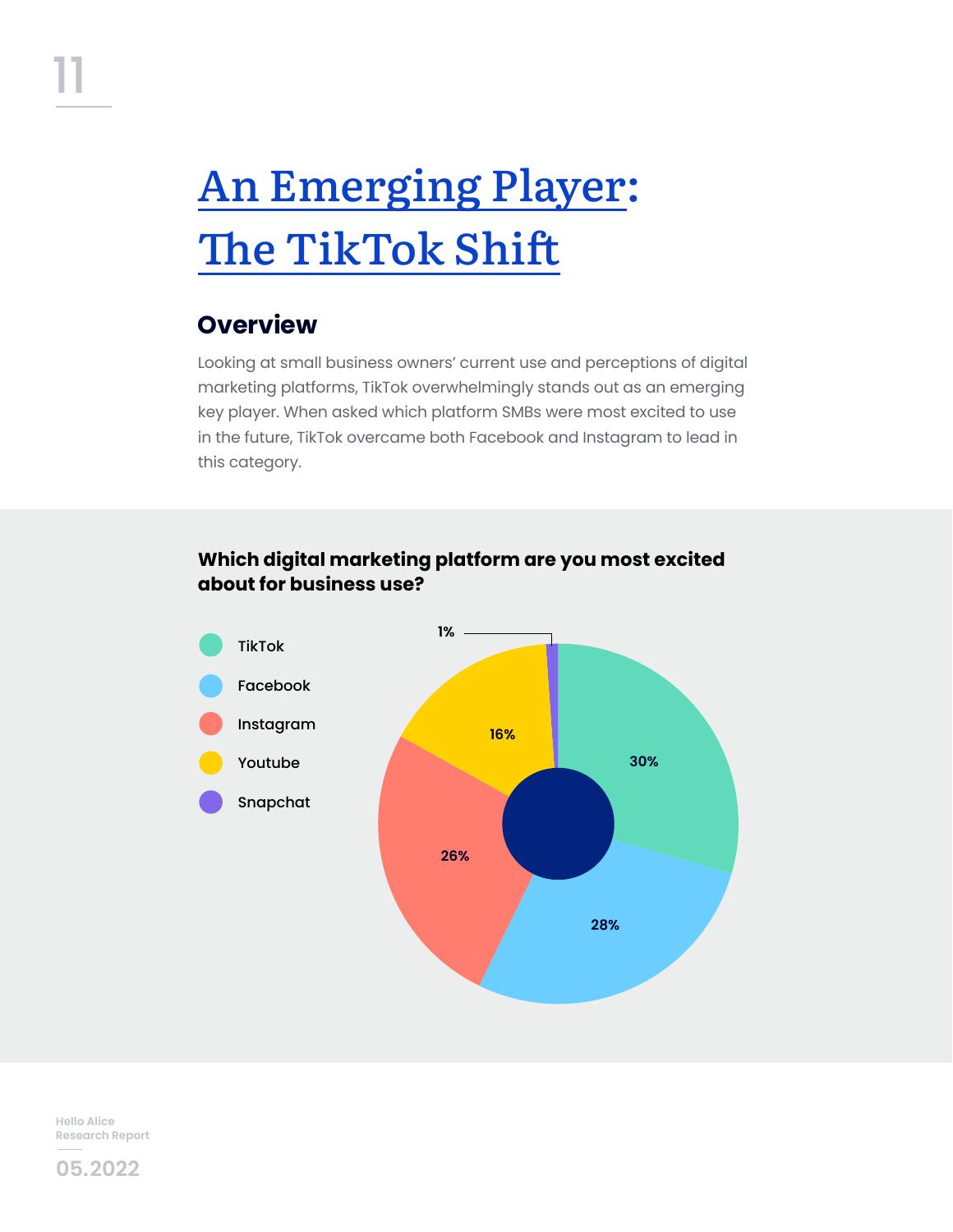# An Emerging Player: The TikTok Shift

## Overview

Looking at small business owners' current use and perceptions of digital marketing platforms, TikTok overwhelmingly stands out as an emerging key player. When asked which platform SMBs were most excited to use in the future, TikTok overcame both Facebook and Instagram to lead in this category.

**Which digital marketing platform are you most excited about for business use?**

| Platform | Percentage |
|---|---|
| TikTok | 30% |
| Facebook | 28% |
| Instagram | 26% |
| Youtube | 16% |
| Snapchat | 1% |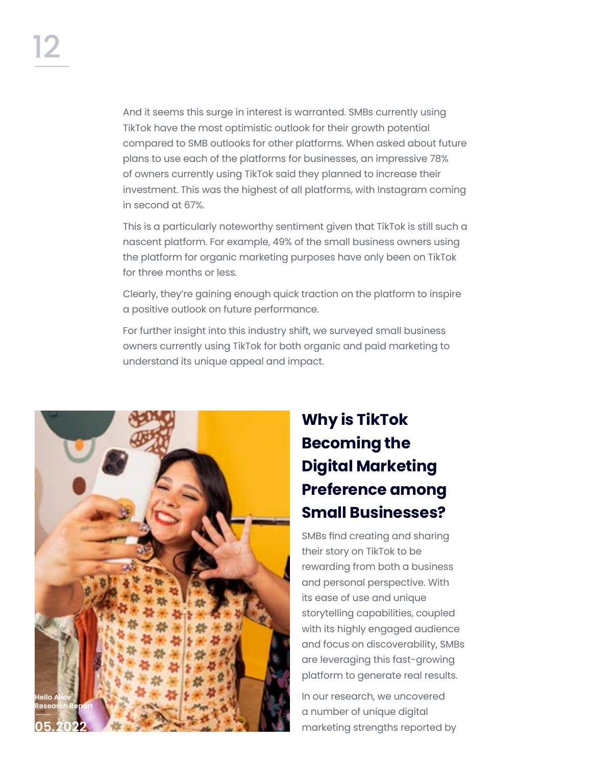And it seems this surge in interest is warranted. SMBs currently using TikTok have the most optimistic outlook for their growth potential compared to SMB outlooks for other platforms. When asked about future plans to use each of the platforms for businesses, an impressive 78% of owners currently using TikTok said they planned to increase their investment. This was the highest of all platforms, with Instagram coming in second at 67%.

This is a particularly noteworthy sentiment given that TikTok is still such a nascent platform. For example, 49% of the small business owners using the platform for organic marketing purposes have only been on TikTok for three months or less.

Clearly, they're gaining enough quick traction on the platform to inspire a positive outlook on future performance.

For further insight into this industry shift, we surveyed small business owners currently using TikTok for both organic and paid marketing to understand its unique appeal and impact.

## Why is TikTok Becoming the Digital Marketing Preference among Small Businesses?

SMBs find creating and sharing their story on TikTok to be rewarding from both a business and personal perspective. With its ease of use and unique storytelling capabilities, coupled with its highly engaged audience and focus on discoverability, SMBs are leveraging this fast-growing platform to generate real results.

In our research, we uncovered a number of unique digital marketing strengths reported by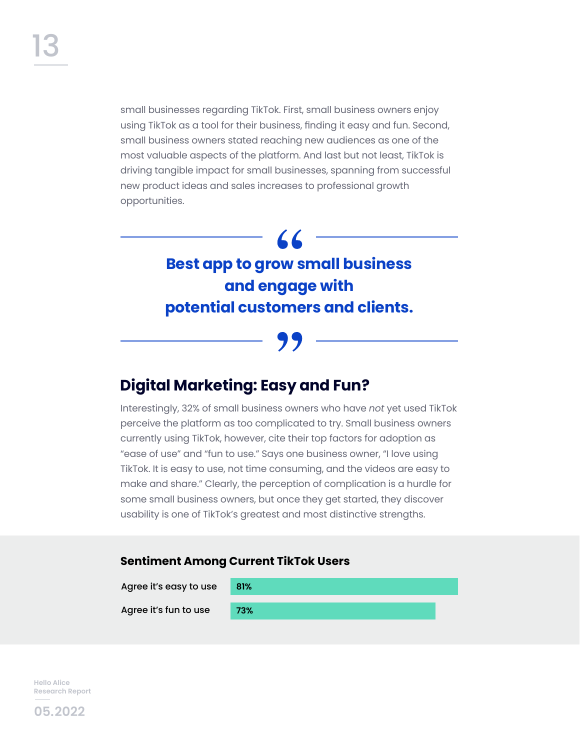small businesses regarding TikTok. First, small business owners enjoy using TikTok as a tool for their business, finding it easy and fun. Second, small business owners stated reaching new audiences as one of the most valuable aspects of the platform. And last but not least, TikTok is driving tangible impact for small businesses, spanning from successful new product ideas and sales increases to professional growth opportunities.

> **Best app to grow small business and engage with potential customers and clients.**

## Digital Marketing: Easy and Fun?

Interestingly, 32% of small business owners who have *not* yet used TikTok perceive the platform as too complicated to try. Small business owners currently using TikTok, however, cite their top factors for adoption as "ease of use" and "fun to use." Says one business owner, "I love using TikTok. It is easy to use, not time consuming, and the videos are easy to make and share." Clearly, the perception of complication is a hurdle for some small business owners, but once they get started, they discover usability is one of TikTok's greatest and most distinctive strengths.

### Sentiment Among Current TikTok Users

| Sentiment | Percentage |
| --- | --- |
| Agree it's easy to use | 81% |
| Agree it's fun to use | 73% |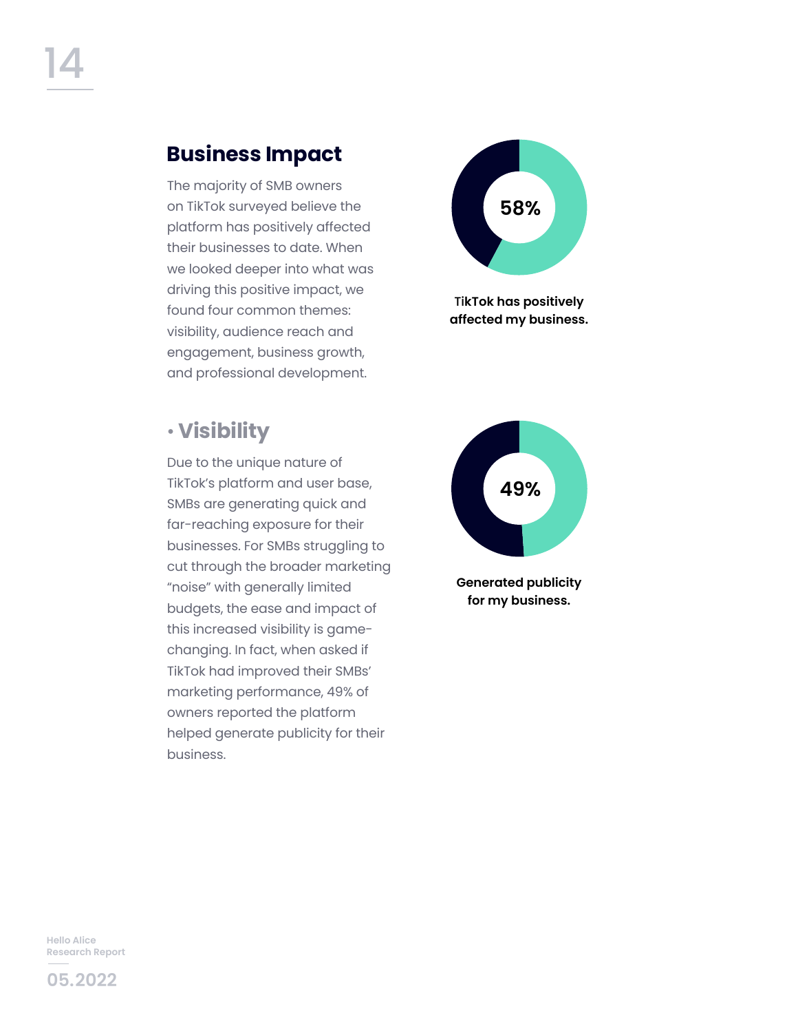## Business Impact

The majority of SMB owners on TikTok surveyed believe the platform has positively affected their businesses to date. When we looked deeper into what was driving this positive impact, we found four common themes: visibility, audience reach and engagement, business growth, and professional development.

**58%**

**TikTok has positively affected my business.**

### • Visibility

Due to the unique nature of TikTok's platform and user base, SMBs are generating quick and far-reaching exposure for their businesses. For SMBs struggling to cut through the broader marketing "noise" with generally limited budgets, the ease and impact of this increased visibility is game-changing. In fact, when asked if TikTok had improved their SMBs' marketing performance, 49% of owners reported the platform helped generate publicity for their business.

**49%**

**Generated publicity for my business.**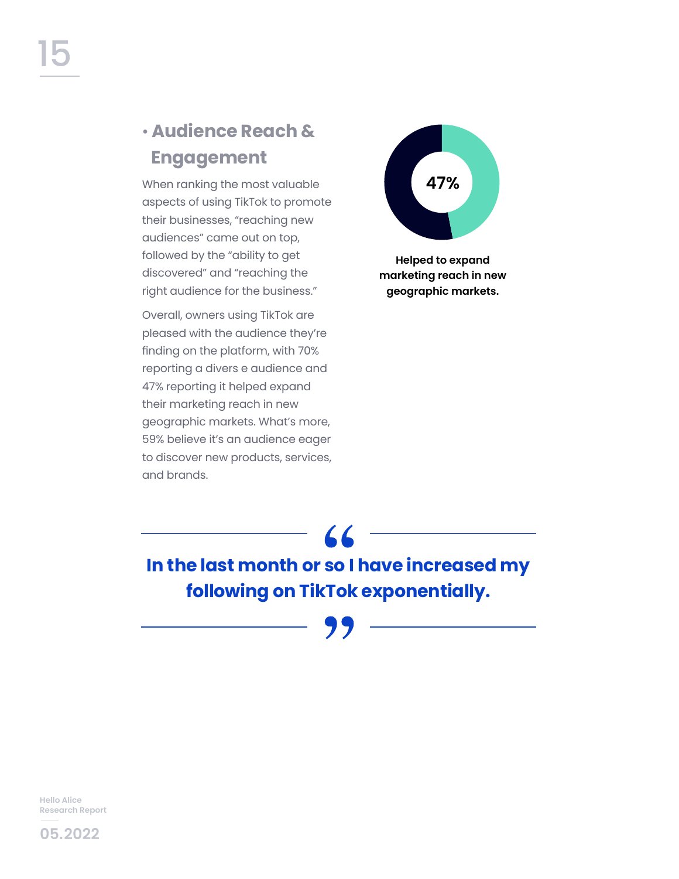## • Audience Reach & Engagement

When ranking the most valuable aspects of using TikTok to promote their businesses, "reaching new audiences" came out on top, followed by the "ability to get discovered" and "reaching the right audience for the business."

Overall, owners using TikTok are pleased with the audience they're finding on the platform, with 70% reporting a divers e audience and 47% reporting it helped expand their marketing reach in new geographic markets. What's more, 59% believe it's an audience eager to discover new products, services, and brands.

**47%**

**Helped to expand marketing reach in new geographic markets.**

> **"In the last month or so I have increased my following on TikTok exponentially."**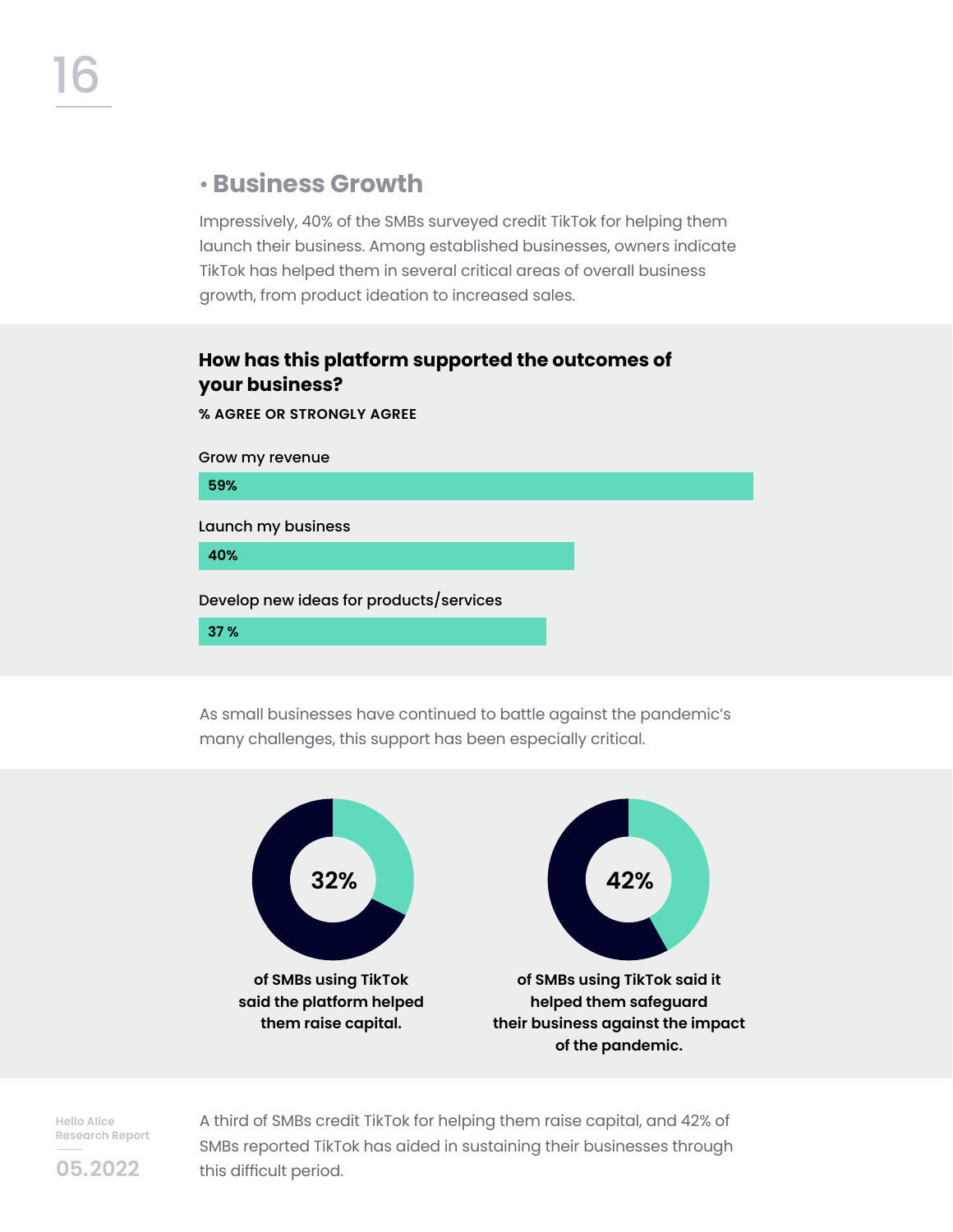## • Business Growth

Impressively, 40% of the SMBs surveyed credit TikTok for helping them launch their business. Among established businesses, owners indicate TikTok has helped them in several critical areas of overall business growth, from product ideation to increased sales.

**How has this platform supported the outcomes of your business?**

**% AGREE OR STRONGLY AGREE**

| Outcome | % |
|---|---|
| Grow my revenue | 59% |
| Launch my business | 40% |
| Develop new ideas for products/services | 37 % |

As small businesses have continued to battle against the pandemic's many challenges, this support has been especially critical.

**32%** of SMBs using TikTok said the platform helped them raise capital.

**42%** of SMBs using TikTok said it helped them safeguard their business against the impact of the pandemic.

A third of SMBs credit TikTok for helping them raise capital, and 42% of SMBs reported TikTok has aided in sustaining their businesses through this difficult period.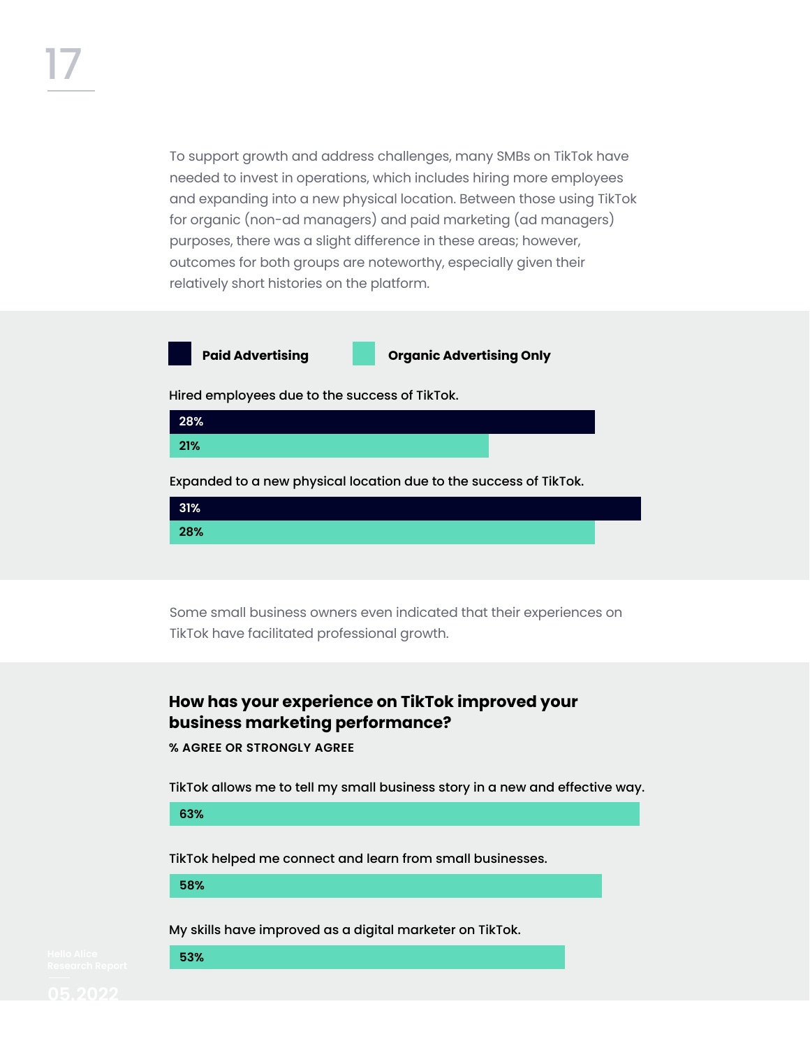To support growth and address challenges, many SMBs on TikTok have needed to invest in operations, which includes hiring more employees and expanding into a new physical location. Between those using TikTok for organic (non-ad managers) and paid marketing (ad managers) purposes, there was a slight difference in these areas; however, outcomes for both groups are noteworthy, especially given their relatively short histories on the platform.

| | Paid Advertising | Organic Advertising Only |
|---|---|---|
| Hired employees due to the success of TikTok. | 28% | 21% |
| Expanded to a new physical location due to the success of TikTok. | 31% | 28% |

Some small business owners even indicated that their experiences on TikTok have facilitated professional growth.

## How has your experience on TikTok improved your business marketing performance?

**% AGREE OR STRONGLY AGREE**

| Statement | % |
|---|---|
| TikTok allows me to tell my small business story in a new and effective way. | 63% |
| TikTok helped me connect and learn from small businesses. | 58% |
| My skills have improved as a digital marketer on TikTok. | 53% |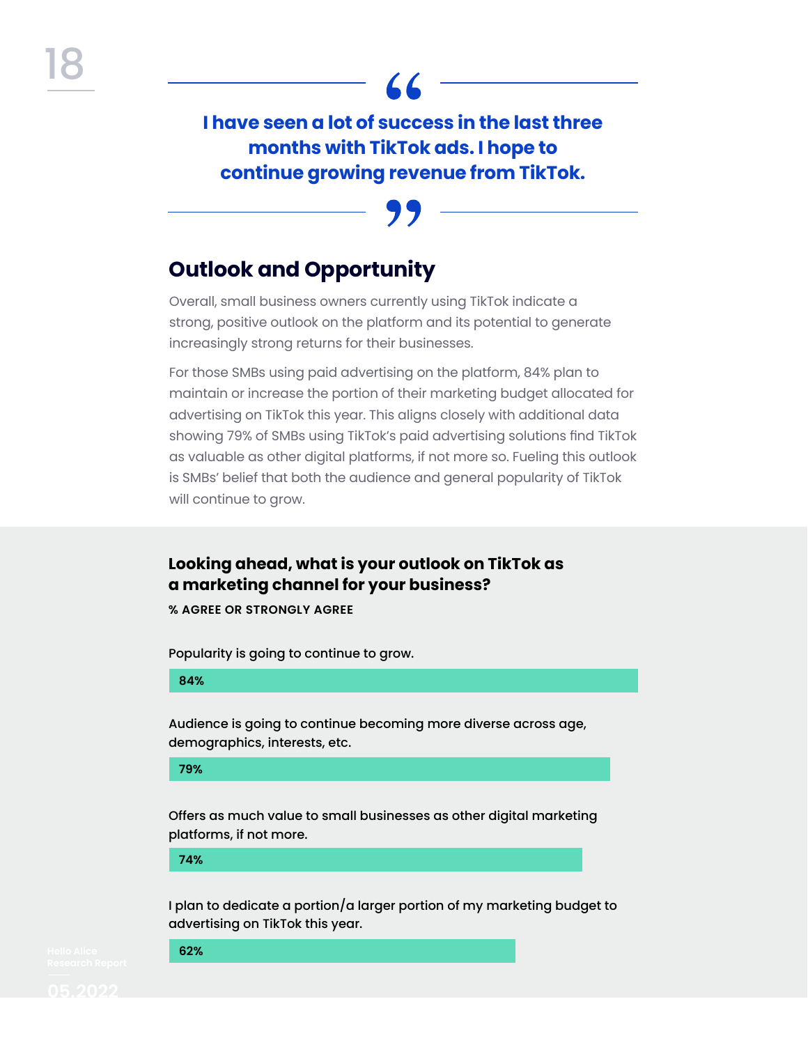> **I have seen a lot of success in the last three months with TikTok ads. I hope to continue growing revenue from TikTok.**

## Outlook and Opportunity

Overall, small business owners currently using TikTok indicate a strong, positive outlook on the platform and its potential to generate increasingly strong returns for their businesses.

For those SMBs using paid advertising on the platform, 84% plan to maintain or increase the portion of their marketing budget allocated for advertising on TikTok this year. This aligns closely with additional data showing 79% of SMBs using TikTok's paid advertising solutions find TikTok as valuable as other digital platforms, if not more so. Fueling this outlook is SMBs' belief that both the audience and general popularity of TikTok will continue to grow.

### Looking ahead, what is your outlook on TikTok as a marketing channel for your business?

**% AGREE OR STRONGLY AGREE**

| Statement | % |
|---|---|
| Popularity is going to continue to grow. | 84% |
| Audience is going to continue becoming more diverse across age, demographics, interests, etc. | 79% |
| Offers as much value to small businesses as other digital marketing platforms, if not more. | 74% |
| I plan to dedicate a portion/a larger portion of my marketing budget to advertising on TikTok this year. | 62% |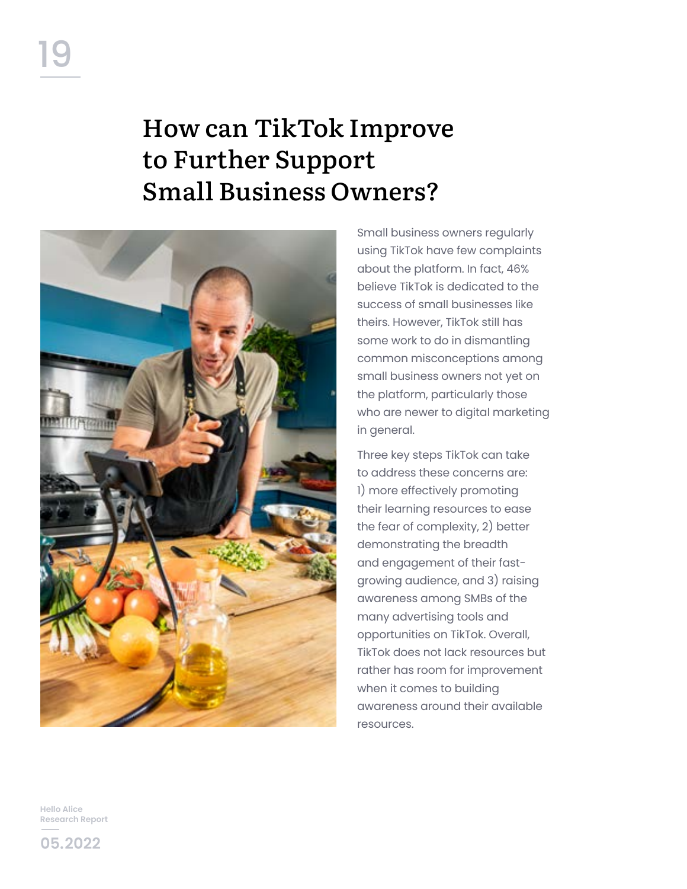# How can TikTok Improve to Further Support Small Business Owners?

Small business owners regularly using TikTok have few complaints about the platform. In fact, 46% believe TikTok is dedicated to the success of small businesses like theirs. However, TikTok still has some work to do in dismantling common misconceptions among small business owners not yet on the platform, particularly those who are newer to digital marketing in general.

Three key steps TikTok can take to address these concerns are: 1) more effectively promoting their learning resources to ease the fear of complexity, 2) better demonstrating the breadth and engagement of their fast-growing audience, and 3) raising awareness among SMBs of the many advertising tools and opportunities on TikTok. Overall, TikTok does not lack resources but rather has room for improvement when it comes to building awareness around their available resources.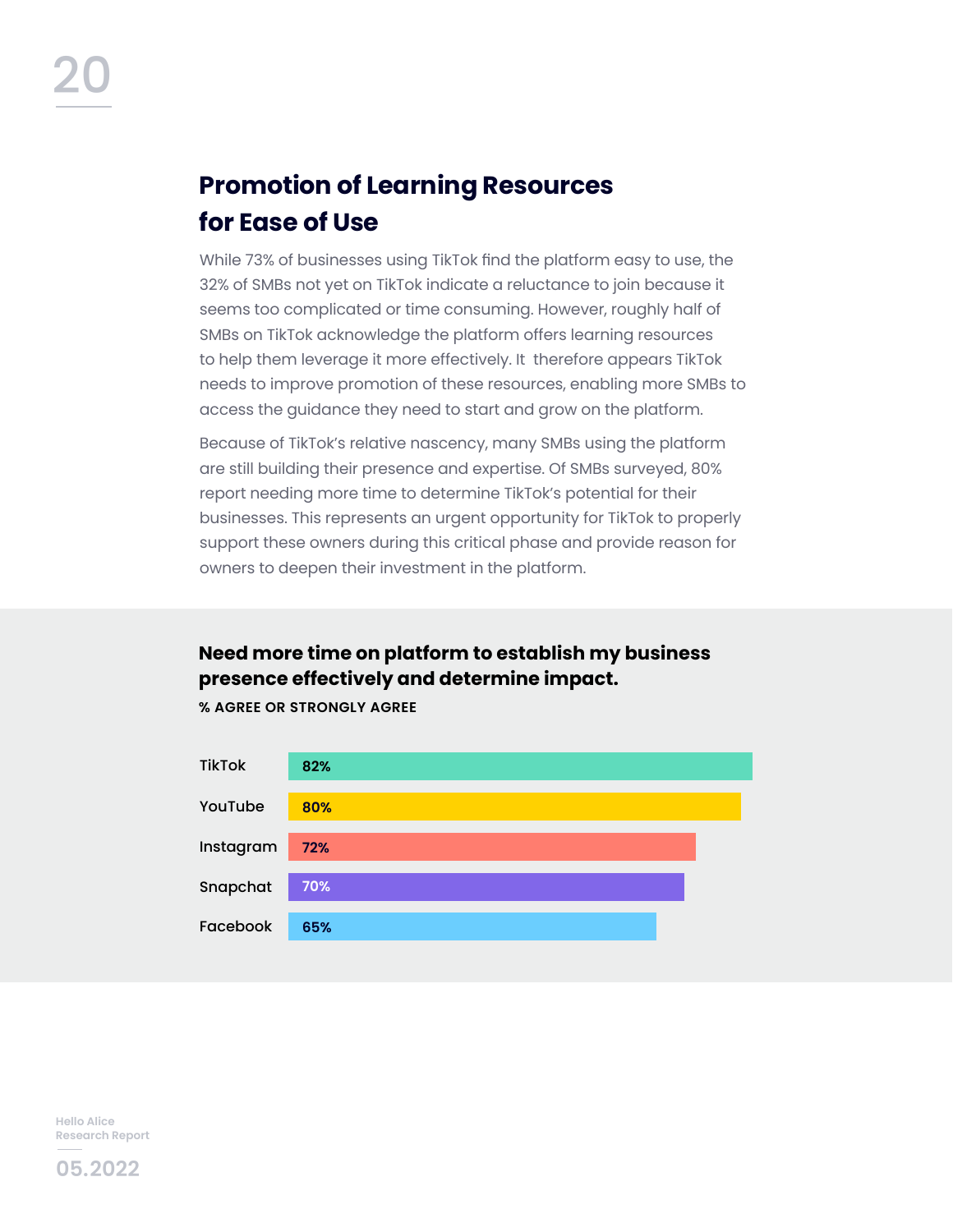## Promotion of Learning Resources for Ease of Use

While 73% of businesses using TikTok find the platform easy to use, the 32% of SMBs not yet on TikTok indicate a reluctance to join because it seems too complicated or time consuming. However, roughly half of SMBs on TikTok acknowledge the platform offers learning resources to help them leverage it more effectively. It therefore appears TikTok needs to improve promotion of these resources, enabling more SMBs to access the guidance they need to start and grow on the platform.

Because of TikTok's relative nascency, many SMBs using the platform are still building their presence and expertise. Of SMBs surveyed, 80% report needing more time to determine TikTok's potential for their businesses. This represents an urgent opportunity for TikTok to properly support these owners during this critical phase and provide reason for owners to deepen their investment in the platform.

**Need more time on platform to establish my business presence effectively and determine impact.**

**% AGREE OR STRONGLY AGREE**

| Platform | % |
|---|---|
| TikTok | 82% |
| YouTube | 80% |
| Instagram | 72% |
| Snapchat | 70% |
| Facebook | 65% |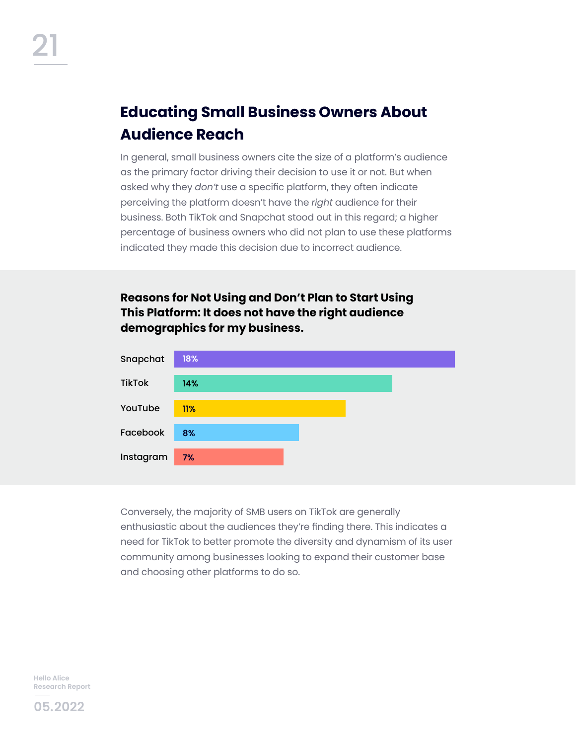## Educating Small Business Owners About Audience Reach

In general, small business owners cite the size of a platform's audience as the primary factor driving their decision to use it or not. But when asked why they *don't* use a specific platform, they often indicate perceiving the platform doesn't have the *right* audience for their business. Both TikTok and Snapchat stood out in this regard; a higher percentage of business owners who did not plan to use these platforms indicated they made this decision due to incorrect audience.

### Reasons for Not Using and Don't Plan to Start Using This Platform: It does not have the right audience demographics for my business.

| Platform | Percentage |
| --- | --- |
| Snapchat | 18% |
| TikTok | 14% |
| YouTube | 11% |
| Facebook | 8% |
| Instagram | 7% |

Conversely, the majority of SMB users on TikTok are generally enthusiastic about the audiences they're finding there. This indicates a need for TikTok to better promote the diversity and dynamism of its user community among businesses looking to expand their customer base and choosing other platforms to do so.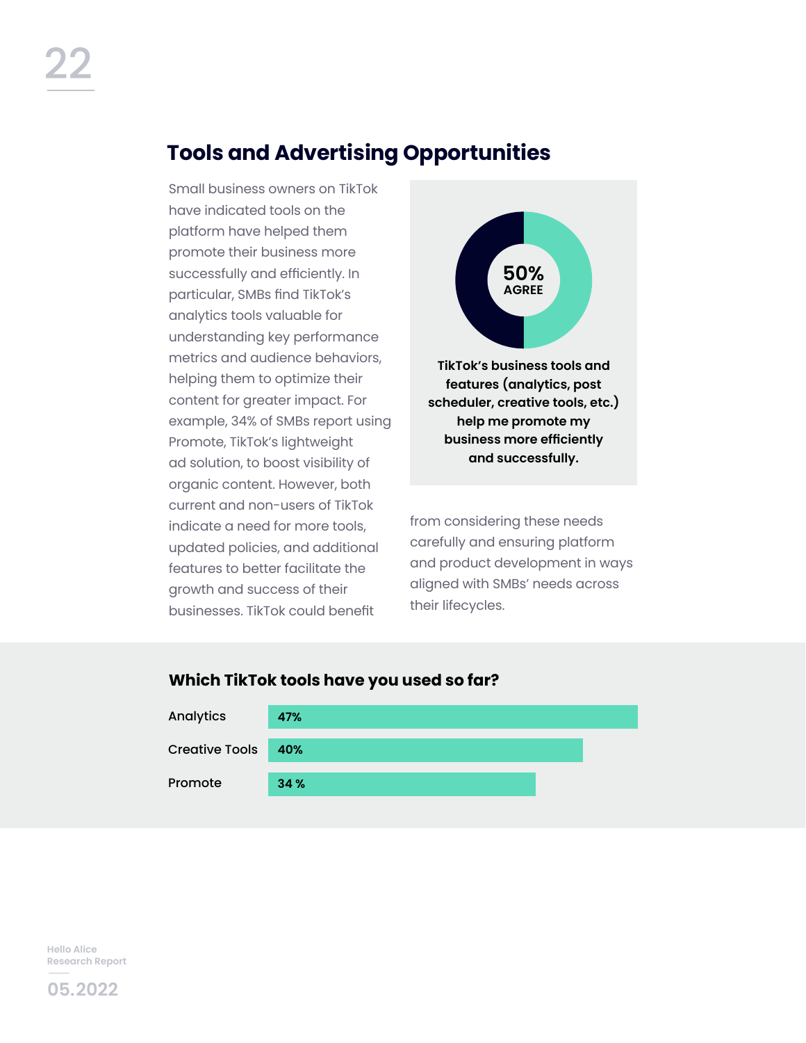## Tools and Advertising Opportunities

Small business owners on TikTok have indicated tools on the platform have helped them promote their business more successfully and efficiently. In particular, SMBs find TikTok's analytics tools valuable for understanding key performance metrics and audience behaviors, helping them to optimize their content for greater impact. For example, 34% of SMBs report using Promote, TikTok's lightweight ad solution, to boost visibility of organic content. However, both current and non-users of TikTok indicate a need for more tools, updated policies, and additional features to better facilitate the growth and success of their businesses. TikTok could benefit from considering these needs carefully and ensuring platform and product development in ways aligned with SMBs' needs across their lifecycles.

**50% AGREE**

**TikTok's business tools and features (analytics, post scheduler, creative tools, etc.) help me promote my business more efficiently and successfully.**

### Which TikTok tools have you used so far?

| Tool | Percentage |
|---|---|
| Analytics | 47% |
| Creative Tools | 40% |
| Promote | 34 % |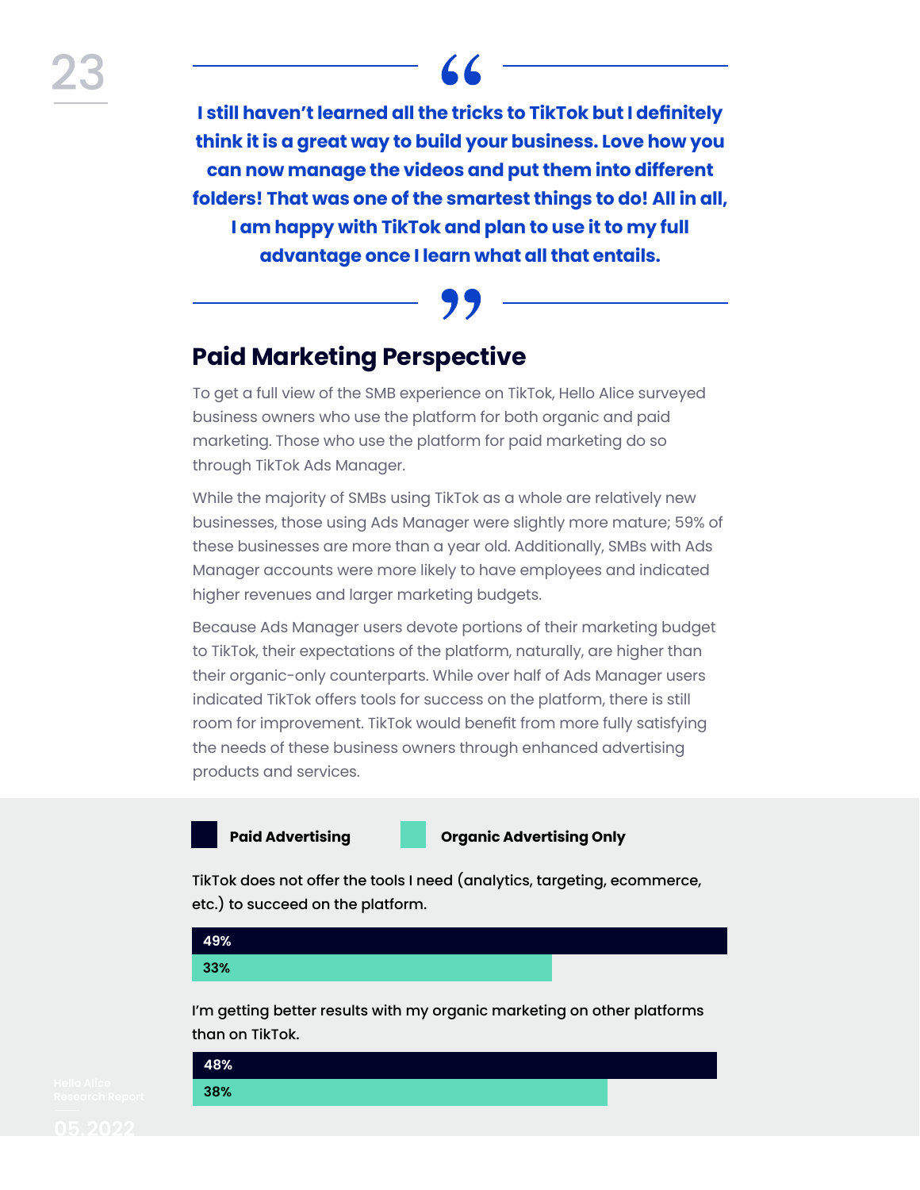> **I still haven't learned all the tricks to TikTok but I definitely think it is a great way to build your business. Love how you can now manage the videos and put them into different folders! That was one of the smartest things to do! All in all, I am happy with TikTok and plan to use it to my full advantage once I learn what all that entails.**

## Paid Marketing Perspective

To get a full view of the SMB experience on TikTok, Hello Alice surveyed business owners who use the platform for both organic and paid marketing. Those who use the platform for paid marketing do so through TikTok Ads Manager.

While the majority of SMBs using TikTok as a whole are relatively new businesses, those using Ads Manager were slightly more mature; 59% of these businesses are more than a year old. Additionally, SMBs with Ads Manager accounts were more likely to have employees and indicated higher revenues and larger marketing budgets.

Because Ads Manager users devote portions of their marketing budget to TikTok, their expectations of the platform, naturally, are higher than their organic-only counterparts. While over half of Ads Manager users indicated TikTok offers tools for success on the platform, there is still room for improvement. TikTok would benefit from more fully satisfying the needs of these business owners through enhanced advertising products and services.

| Statement | Paid Advertising | Organic Advertising Only |
| --- | --- | --- |
| TikTok does not offer the tools I need (analytics, targeting, ecommerce, etc.) to succeed on the platform. | 49% | 33% |
| I'm getting better results with my organic marketing on other platforms than on TikTok. | 48% | 38% |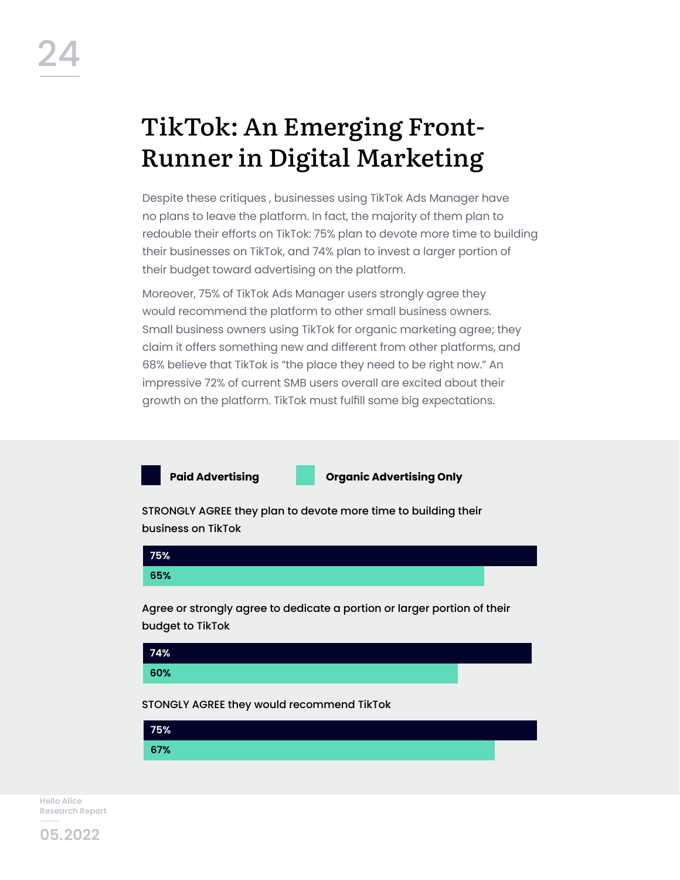# TikTok: An Emerging Front-Runner in Digital Marketing

Despite these critiques , businesses using TikTok Ads Manager have no plans to leave the platform. In fact, the majority of them plan to redouble their efforts on TikTok: 75% plan to devote more time to building their businesses on TikTok, and 74% plan to invest a larger portion of their budget toward advertising on the platform.

Moreover, 75% of TikTok Ads Manager users strongly agree they would recommend the platform to other small business owners. Small business owners using TikTok for organic marketing agree; they claim it offers something new and different from other platforms, and 68% believe that TikTok is "the place they need to be right now." An impressive 72% of current SMB users overall are excited about their growth on the platform. TikTok must fulfill some big expectations.

| | Paid Advertising | Organic Advertising Only |
|---|---|---|
| STRONGLY AGREE they plan to devote more time to building their business on TikTok | 75% | 65% |
| Agree or strongly agree to dedicate a portion or larger portion of their budget to TikTok | 74% | 60% |
| STONGLY AGREE they would recommend TikTok | 75% | 67% |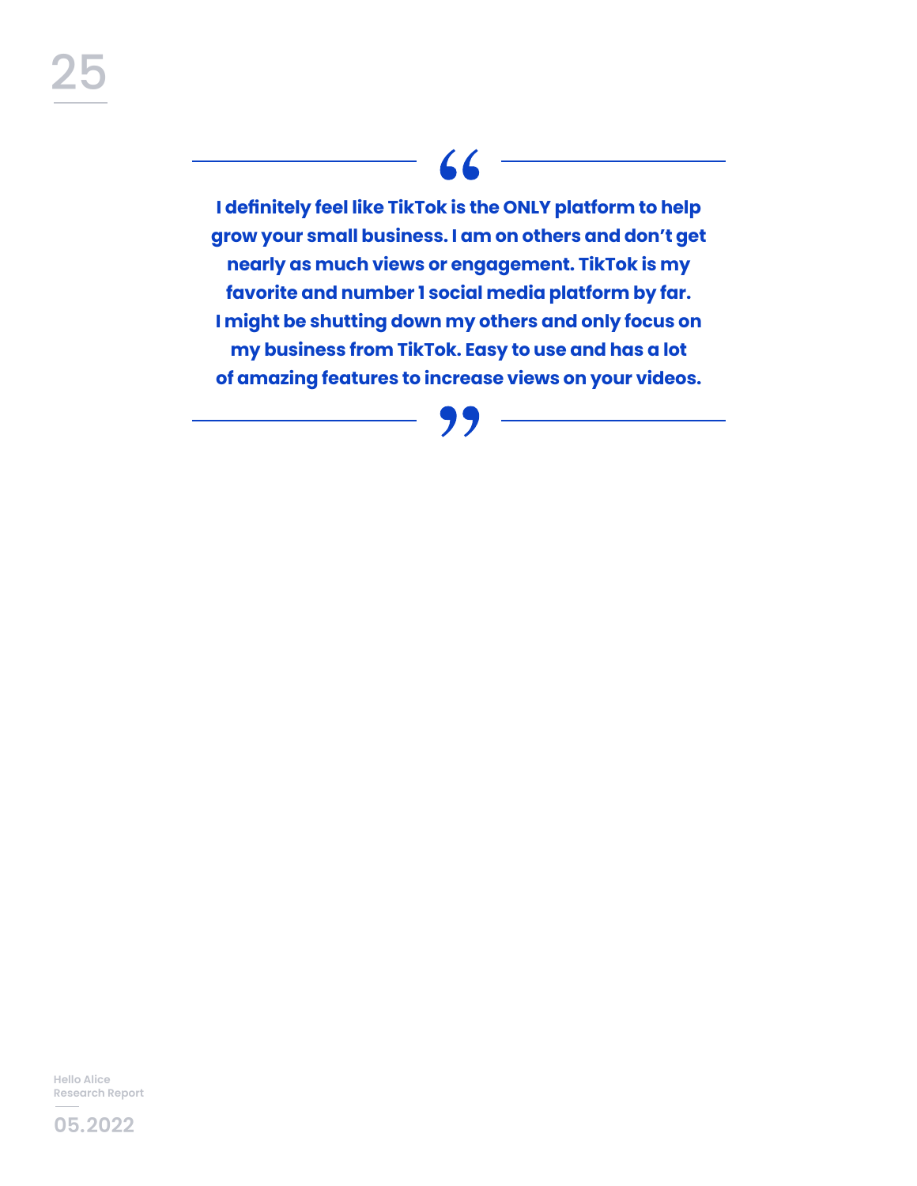> **I definitely feel like TikTok is the ONLY platform to help grow your small business. I am on others and don't get nearly as much views or engagement. TikTok is my favorite and number 1 social media platform by far. I might be shutting down my others and only focus on my business from TikTok. Easy to use and has a lot of amazing features to increase views on your videos.**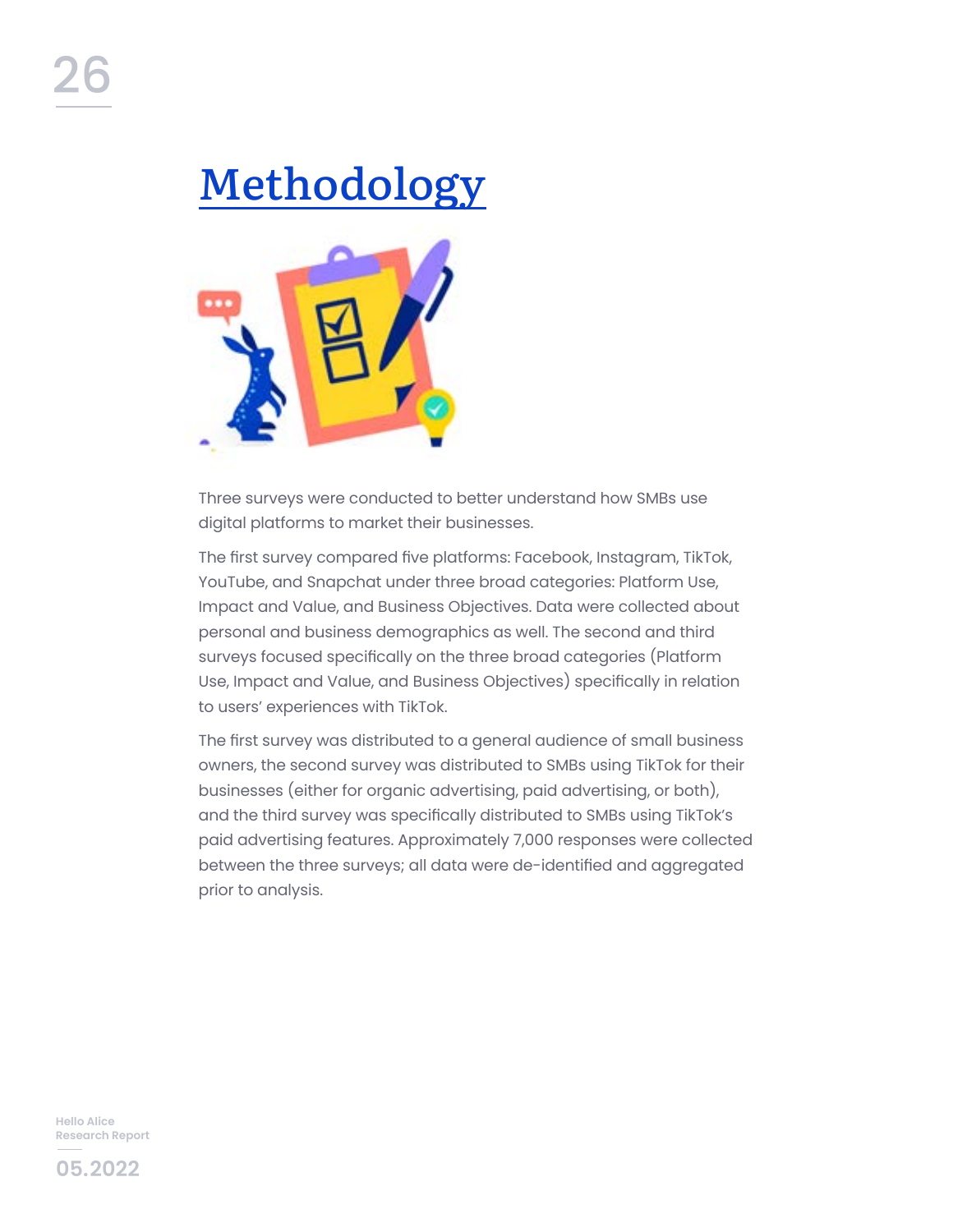# Methodology

Three surveys were conducted to better understand how SMBs use digital platforms to market their businesses.

The first survey compared five platforms: Facebook, Instagram, TikTok, YouTube, and Snapchat under three broad categories: Platform Use, Impact and Value, and Business Objectives. Data were collected about personal and business demographics as well. The second and third surveys focused specifically on the three broad categories (Platform Use, Impact and Value, and Business Objectives) specifically in relation to users' experiences with TikTok.

The first survey was distributed to a general audience of small business owners, the second survey was distributed to SMBs using TikTok for their businesses (either for organic advertising, paid advertising, or both), and the third survey was specifically distributed to SMBs using TikTok's paid advertising features. Approximately 7,000 responses were collected between the three surveys; all data were de-identified and aggregated prior to analysis.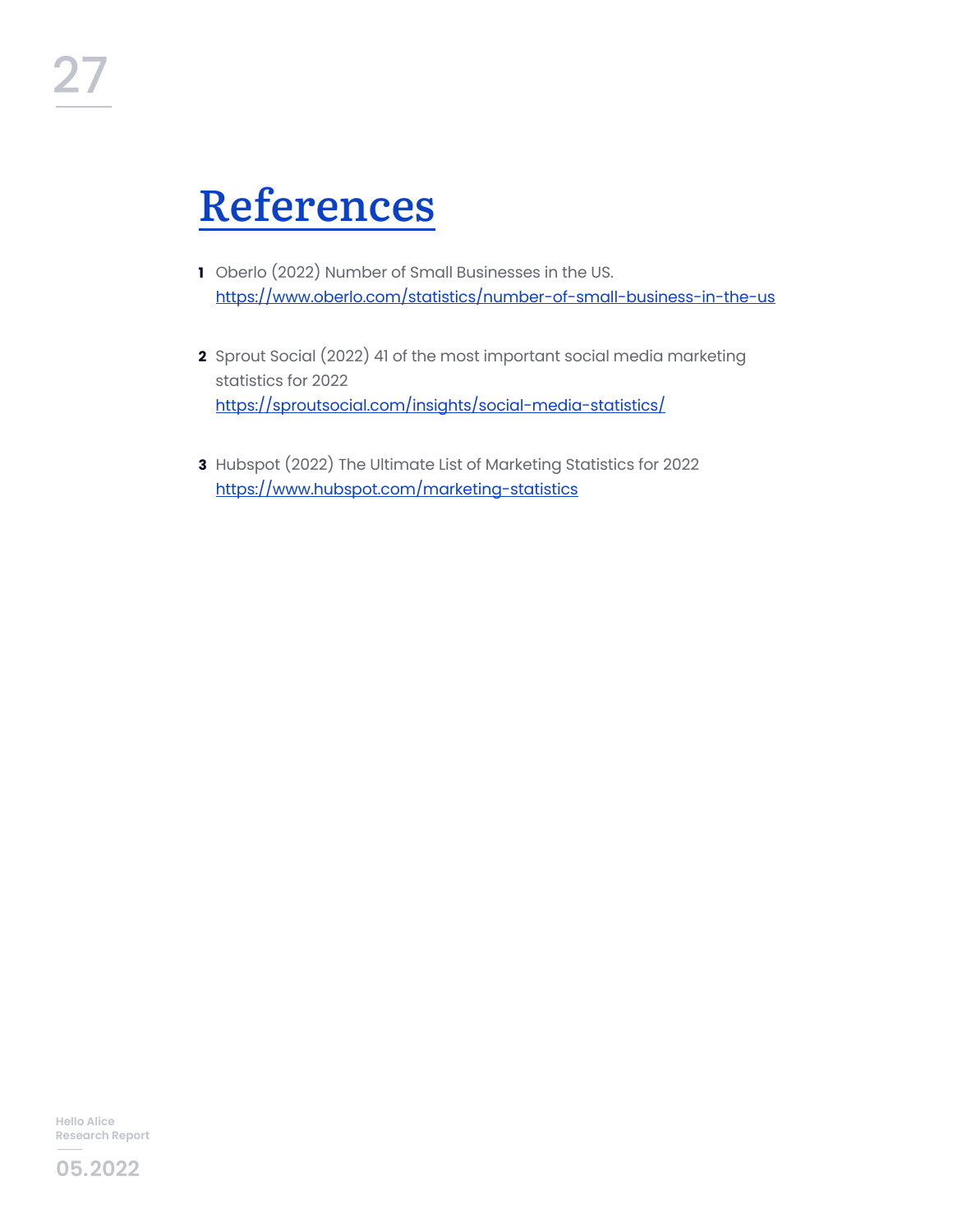# References

1. Oberlo (2022) Number of Small Businesses in the US.
   https://www.oberlo.com/statistics/number-of-small-business-in-the-us

2. Sprout Social (2022) 41 of the most important social media marketing statistics for 2022
   https://sproutsocial.com/insights/social-media-statistics/

3. Hubspot (2022) The Ultimate List of Marketing Statistics for 2022
   https://www.hubspot.com/marketing-statistics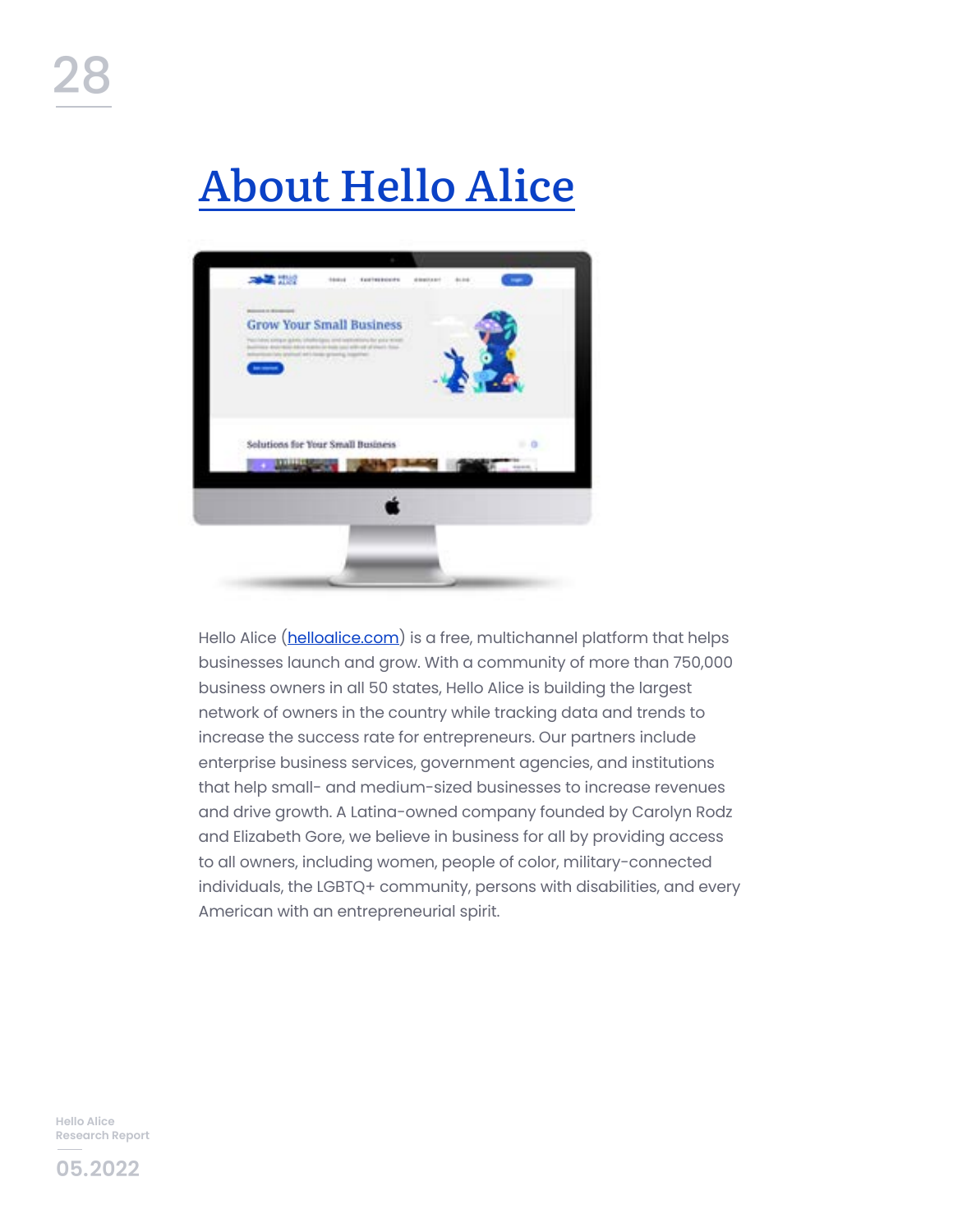# About Hello Alice

Hello Alice (helloalice.com) is a free, multichannel platform that helps businesses launch and grow. With a community of more than 750,000 business owners in all 50 states, Hello Alice is building the largest network of owners in the country while tracking data and trends to increase the success rate for entrepreneurs. Our partners include enterprise business services, government agencies, and institutions that help small- and medium-sized businesses to increase revenues and drive growth. A Latina-owned company founded by Carolyn Rodz and Elizabeth Gore, we believe in business for all by providing access to all owners, including women, people of color, military-connected individuals, the LGBTQ+ community, persons with disabilities, and every American with an entrepreneurial spirit.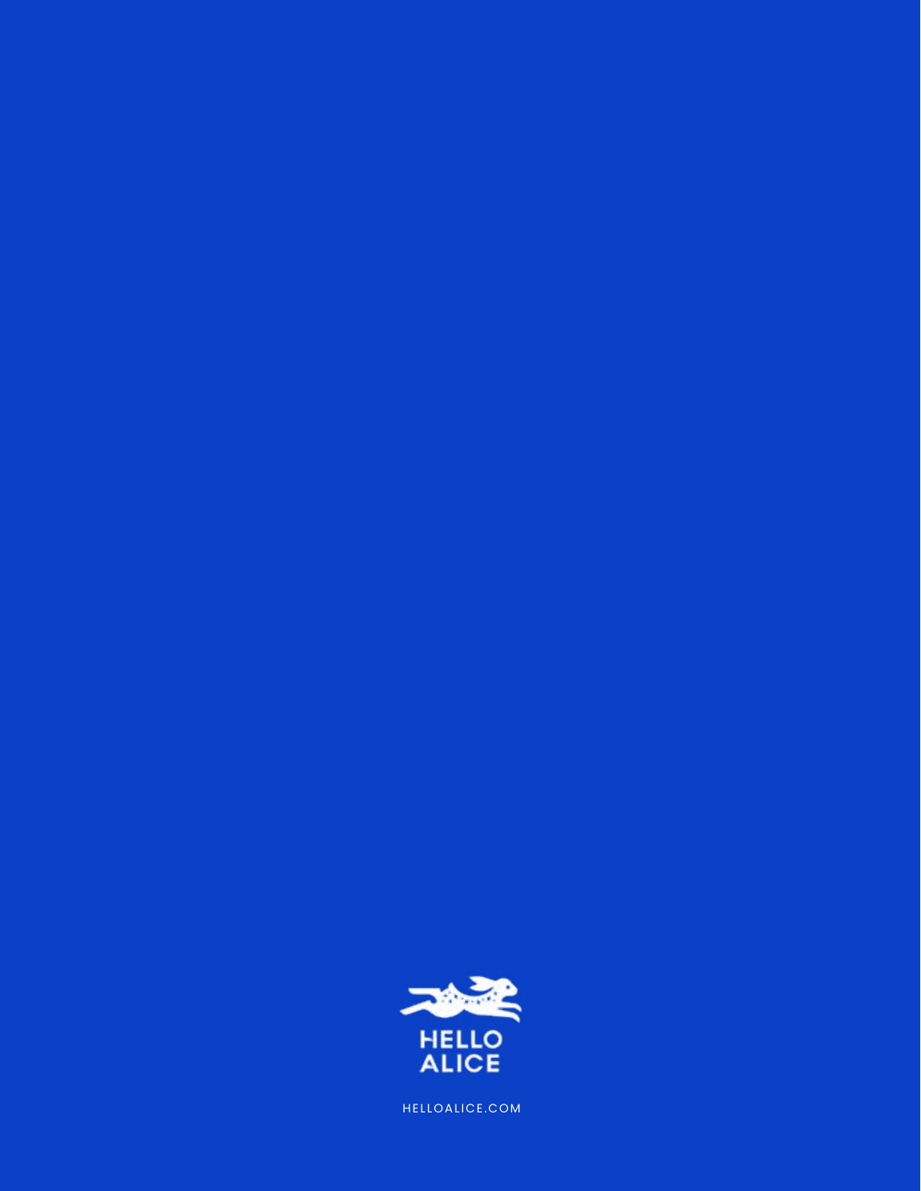HELLO
ALICE

HELLOALICE.COM